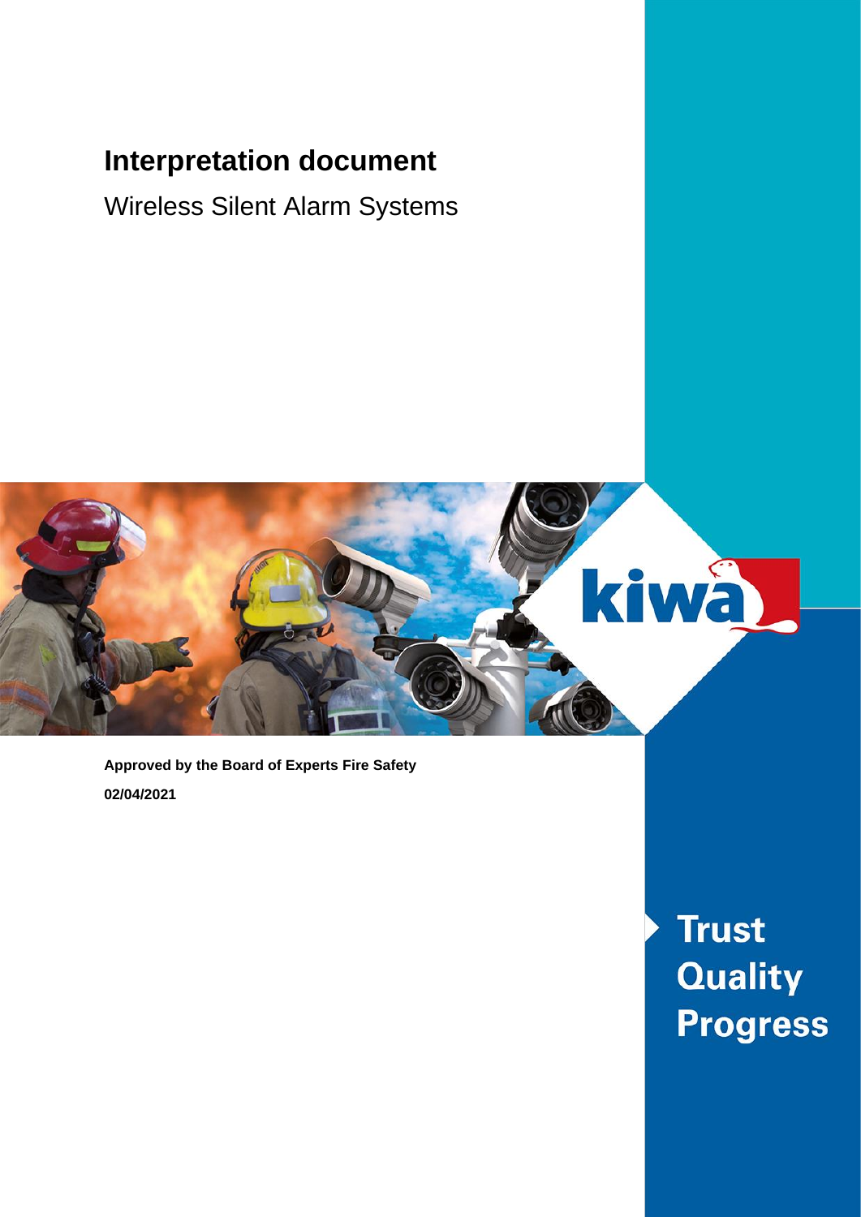# Interpretation document

Wireless Silent Alarm Systems

**Approved by the Board of Experts Fire Safety**

**02/04/2021**

**Trust**
**Quality**
**Progress**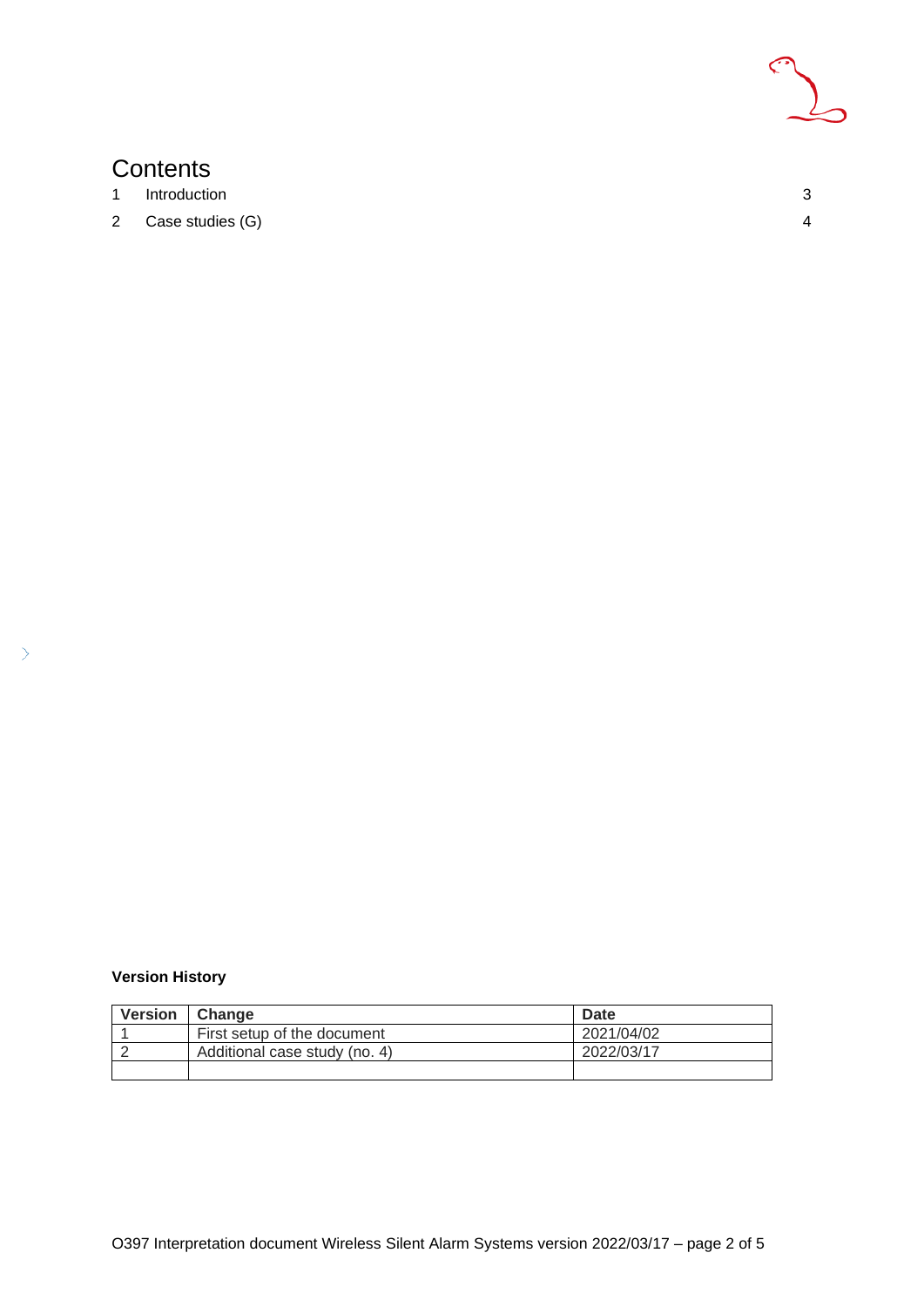# Contents

| | | |
|---|---|---|
| 1 | Introduction | 3 |
| 2 | Case studies (G) | 4 |

**Version History**

| Version | Change | Date |
|---|---|---|
| 1 | First setup of the document | 2021/04/02 |
| 2 | Additional case study (no. 4) | 2022/03/17 |
| | | |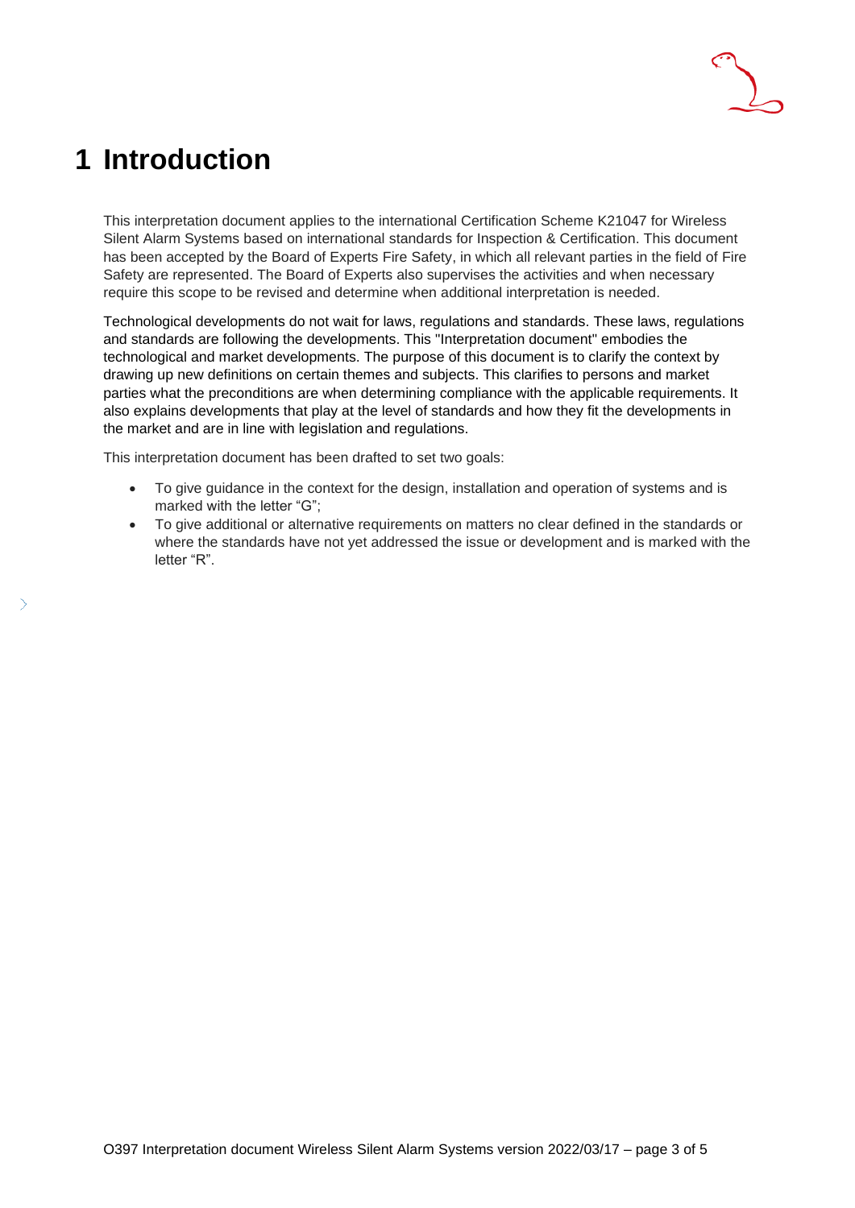# 1 Introduction

This interpretation document applies to the international Certification Scheme K21047 for Wireless Silent Alarm Systems based on international standards for Inspection & Certification. This document has been accepted by the Board of Experts Fire Safety, in which all relevant parties in the field of Fire Safety are represented. The Board of Experts also supervises the activities and when necessary require this scope to be revised and determine when additional interpretation is needed.

Technological developments do not wait for laws, regulations and standards. These laws, regulations and standards are following the developments. This "Interpretation document" embodies the technological and market developments. The purpose of this document is to clarify the context by drawing up new definitions on certain themes and subjects. This clarifies to persons and market parties what the preconditions are when determining compliance with the applicable requirements. It also explains developments that play at the level of standards and how they fit the developments in the market and are in line with legislation and regulations.

This interpretation document has been drafted to set two goals:

- To give guidance in the context for the design, installation and operation of systems and is marked with the letter "G";
- To give additional or alternative requirements on matters no clear defined in the standards or where the standards have not yet addressed the issue or development and is marked with the letter "R".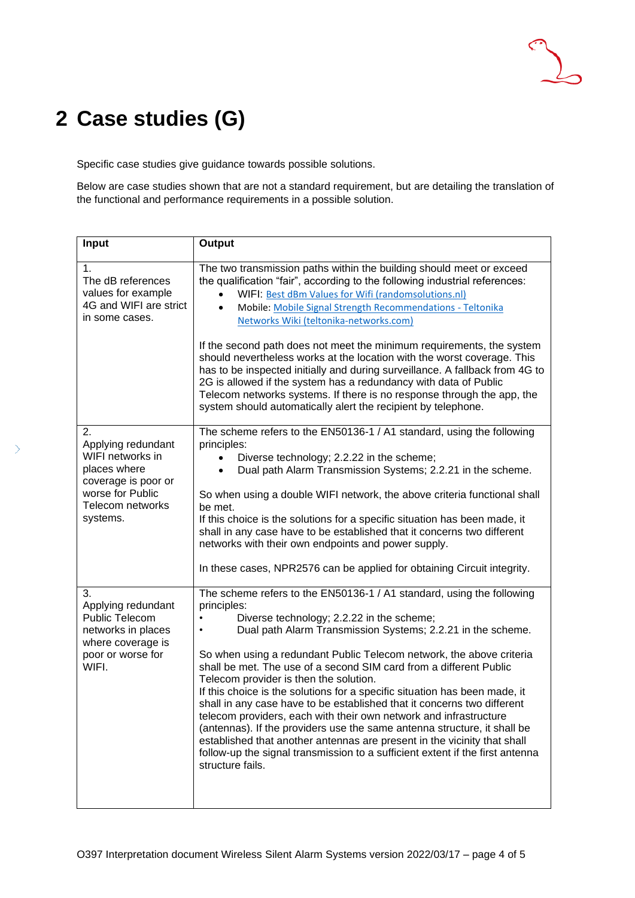# 2 Case studies (G)

Specific case studies give guidance towards possible solutions.

Below are case studies shown that are not a standard requirement, but are detailing the translation of the functional and performance requirements in a possible solution.

| Input | Output |
|---|---|
| 1. The dB references values for example 4G and WIFI are strict in some cases. | The two transmission paths within the building should meet or exceed the qualification "fair", according to the following industrial references:<br>• WIFI: Best dBm Values for Wifi (randomsolutions.nl)<br>• Mobile: Mobile Signal Strength Recommendations - Teltonika Networks Wiki (teltonika-networks.com)<br><br>If the second path does not meet the minimum requirements, the system should nevertheless works at the location with the worst coverage. This has to be inspected initially and during surveillance. A fallback from 4G to 2G is allowed if the system has a redundancy with data of Public Telecom networks systems. If there is no response through the app, the system should automatically alert the recipient by telephone. |
| 2. Applying redundant WIFI networks in places where coverage is poor or worse for Public Telecom networks systems. | The scheme refers to the EN50136-1 / A1 standard, using the following principles:<br>• Diverse technology; 2.2.22 in the scheme;<br>• Dual path Alarm Transmission Systems; 2.2.21 in the scheme.<br><br>So when using a double WIFI network, the above criteria functional shall be met.<br>If this choice is the solutions for a specific situation has been made, it shall in any case have to be established that it concerns two different networks with their own endpoints and power supply.<br><br>In these cases, NPR2576 can be applied for obtaining Circuit integrity. |
| 3. Applying redundant Public Telecom networks in places where coverage is poor or worse for WIFI. | The scheme refers to the EN50136-1 / A1 standard, using the following principles:<br>• Diverse technology; 2.2.22 in the scheme;<br>• Dual path Alarm Transmission Systems; 2.2.21 in the scheme.<br><br>So when using a redundant Public Telecom network, the above criteria shall be met. The use of a second SIM card from a different Public Telecom provider is then the solution.<br>If this choice is the solutions for a specific situation has been made, it shall in any case have to be established that it concerns two different telecom providers, each with their own network and infrastructure (antennas). If the providers use the same antenna structure, it shall be established that another antennas are present in the vicinity that shall follow-up the signal transmission to a sufficient extent if the first antenna structure fails. |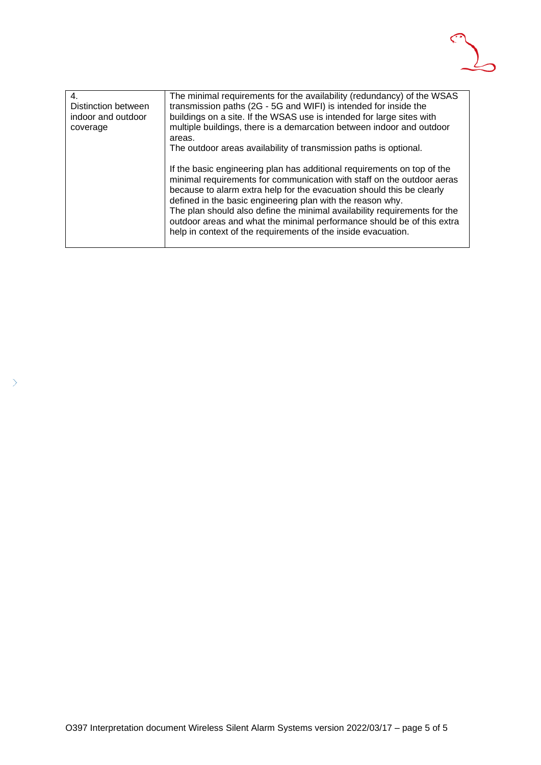| | |
|---|---|
| 4. Distinction between indoor and outdoor coverage | The minimal requirements for the availability (redundancy) of the WSAS transmission paths (2G - 5G and WIFI) is intended for inside the buildings on a site. If the WSAS use is intended for large sites with multiple buildings, there is a demarcation between indoor and outdoor areas.<br>The outdoor areas availability of transmission paths is optional.<br><br>If the basic engineering plan has additional requirements on top of the minimal requirements for communication with staff on the outdoor aeras because to alarm extra help for the evacuation should this be clearly defined in the basic engineering plan with the reason why.<br>The plan should also define the minimal availability requirements for the outdoor areas and what the minimal performance should be of this extra help in context of the requirements of the inside evacuation. |